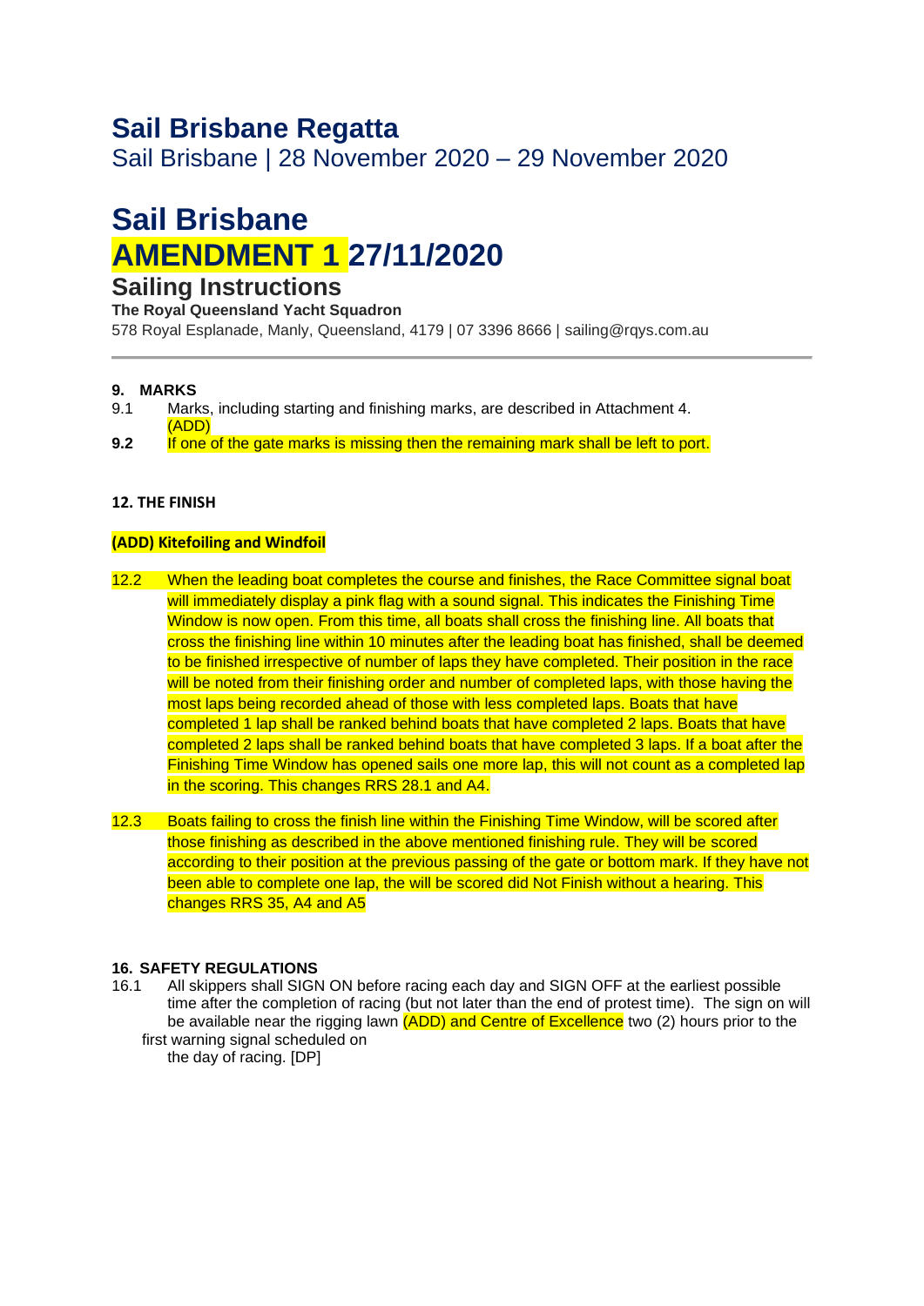# Sail Brisbane Regatta

Sail Brisbane | 28 November 2020 – 29 November 2020

# Sail Brisbane

# AMENDMENT 1 27/11/2020

## Sailing Instructions

**The Royal Queensland Yacht Squadron**

578 Royal Esplanade, Manly, Queensland, 4179 | 07 3396 8666 | sailing@rqys.com.au

---

**9. MARKS**

9.1 Marks, including starting and finishing marks, are described in Attachment 4.
(ADD)

**9.2** If one of the gate marks is missing then the remaining mark shall be left to port.

**12. THE FINISH**

**(ADD) Kitefoiling and Windfoil**

12.2 When the leading boat completes the course and finishes, the Race Committee signal boat will immediately display a pink flag with a sound signal. This indicates the Finishing Time Window is now open. From this time, all boats shall cross the finishing line. All boats that cross the finishing line within 10 minutes after the leading boat has finished, shall be deemed to be finished irrespective of number of laps they have completed. Their position in the race will be noted from their finishing order and number of completed laps, with those having the most laps being recorded ahead of those with less completed laps. Boats that have completed 1 lap shall be ranked behind boats that have completed 2 laps. Boats that have completed 2 laps shall be ranked behind boats that have completed 3 laps. If a boat after the Finishing Time Window has opened sails one more lap, this will not count as a completed lap in the scoring. This changes RRS 28.1 and A4.

12.3 Boats failing to cross the finish line within the Finishing Time Window, will be scored after those finishing as described in the above mentioned finishing rule. They will be scored according to their position at the previous passing of the gate or bottom mark. If they have not been able to complete one lap, the will be scored did Not Finish without a hearing. This changes RRS 35, A4 and A5

**16. SAFETY REGULATIONS**

16.1 All skippers shall SIGN ON before racing each day and SIGN OFF at the earliest possible time after the completion of racing (but not later than the end of protest time). The sign on will be available near the rigging lawn (ADD) and Centre of Excellence two (2) hours prior to the first warning signal scheduled on the day of racing. [DP]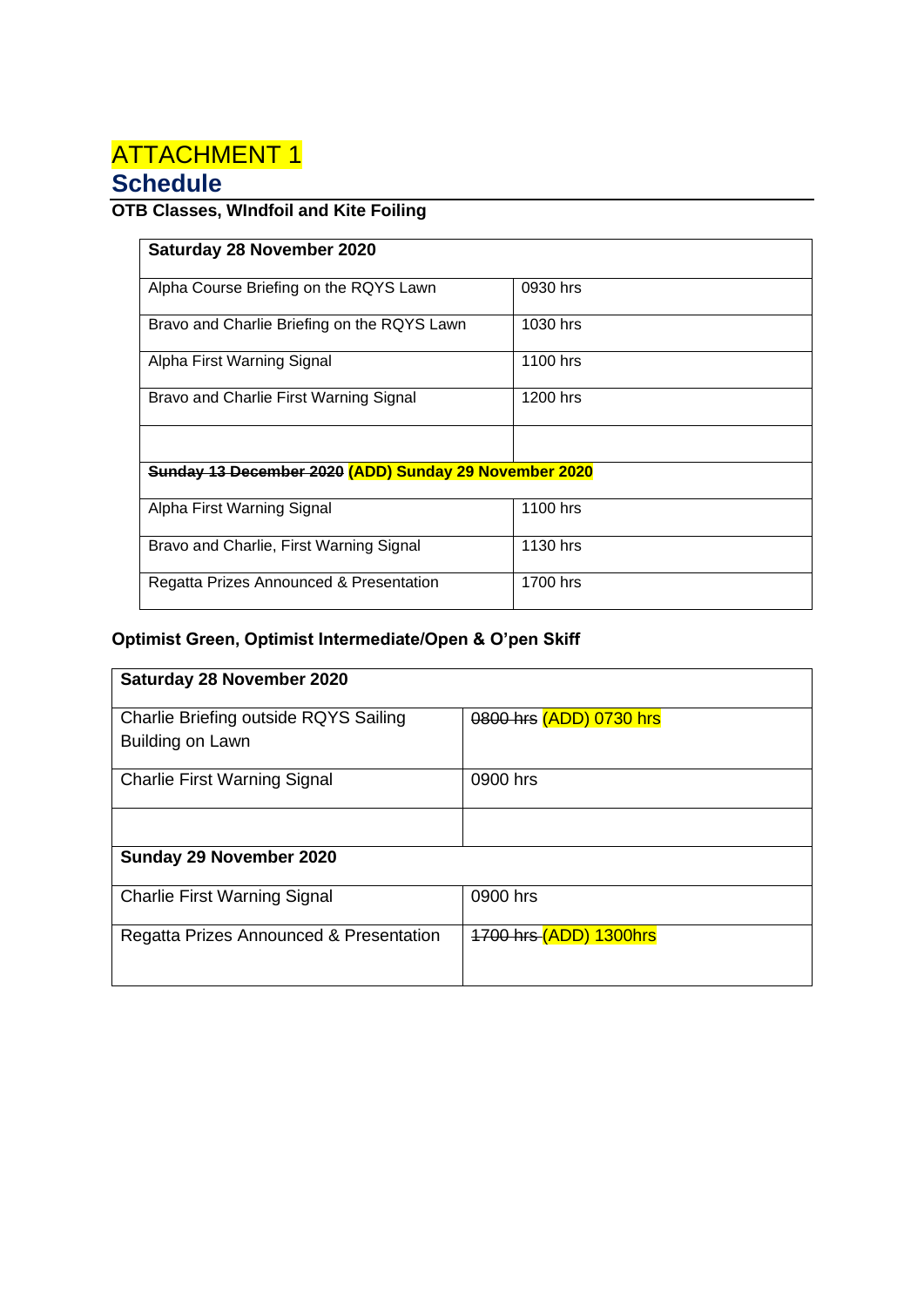# ATTACHMENT 1

## Schedule

**OTB Classes, WIndfoil and Kite Foiling**

| **Saturday 28 November 2020** | |
|---|---|
| Alpha Course Briefing on the RQYS Lawn | 0930 hrs |
| Bravo and Charlie Briefing on the RQYS Lawn | 1030 hrs |
| Alpha First Warning Signal | 1100 hrs |
| Bravo and Charlie First Warning Signal | 1200 hrs |
| | |
| **~~Sunday 13 December 2020~~ (ADD) Sunday 29 November 2020** | |
| Alpha First Warning Signal | 1100 hrs |
| Bravo and Charlie, First Warning Signal | 1130 hrs |
| Regatta Prizes Announced & Presentation | 1700 hrs |

**Optimist Green, Optimist Intermediate/Open & O'pen Skiff**

| **Saturday 28 November 2020** | |
|---|---|
| Charlie Briefing outside RQYS Sailing Building on Lawn | ~~0800 hrs~~ (ADD) 0730 hrs |
| Charlie First Warning Signal | 0900 hrs |
| | |
| **Sunday 29 November 2020** | |
| Charlie First Warning Signal | 0900 hrs |
| Regatta Prizes Announced & Presentation | ~~1700 hrs~~ (ADD) 1300hrs |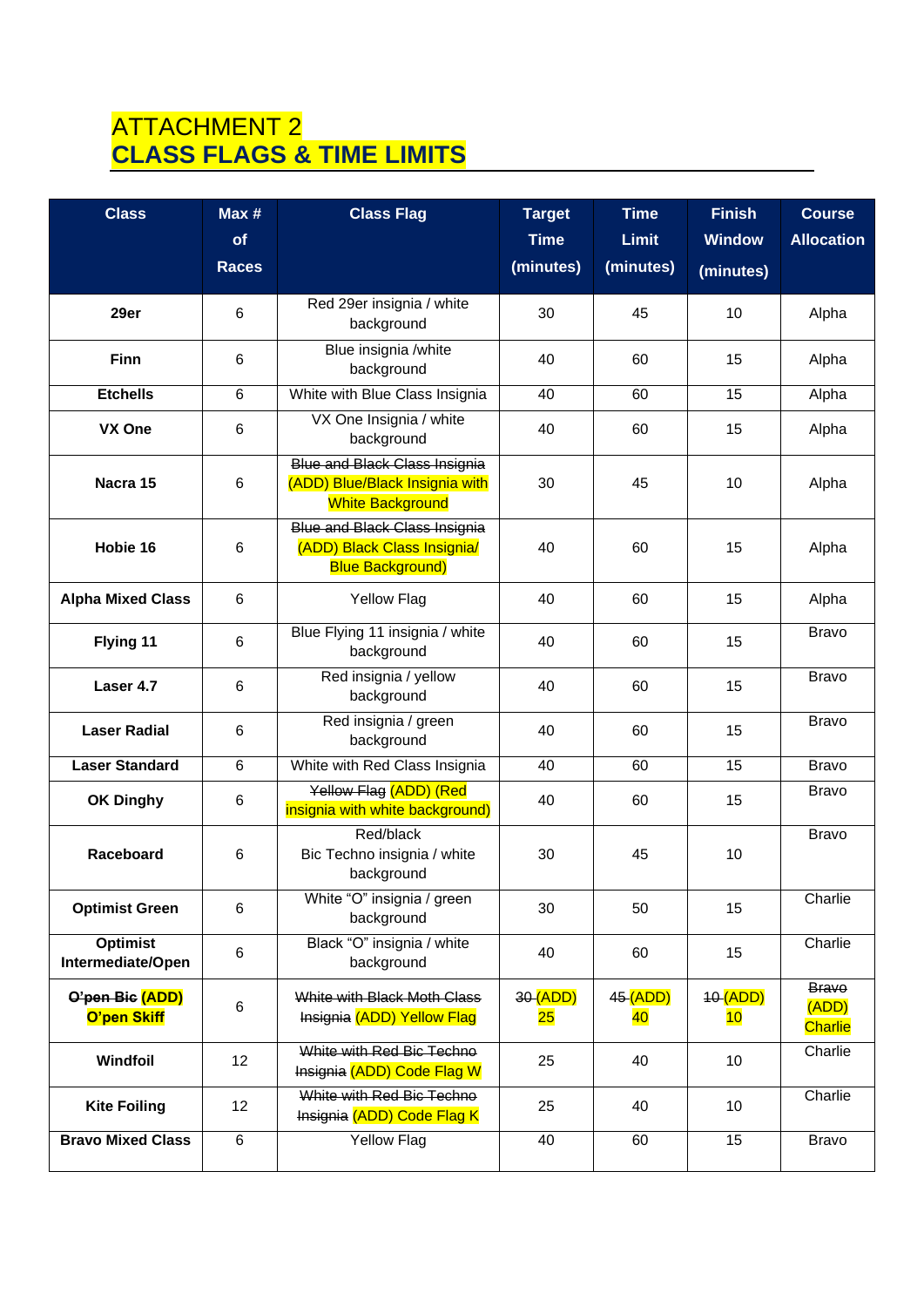# ATTACHMENT 2
## CLASS FLAGS & TIME LIMITS

| Class | Max # of Races | Class Flag | Target Time (minutes) | Time Limit (minutes) | Finish Window (minutes) | Course Allocation |
|---|---|---|---|---|---|---|
| **29er** | 6 | Red 29er insignia / white background | 30 | 45 | 10 | Alpha |
| **Finn** | 6 | Blue insignia /white background | 40 | 60 | 15 | Alpha |
| **Etchells** | 6 | White with Blue Class Insignia | 40 | 60 | 15 | Alpha |
| **VX One** | 6 | VX One Insignia / white background | 40 | 60 | 15 | Alpha |
| **Nacra 15** | 6 | ~~Blue and Black Class Insignia~~ (ADD) Blue/Black Insignia with White Background | 30 | 45 | 10 | Alpha |
| **Hobie 16** | 6 | ~~Blue and Black Class Insignia~~ (ADD) Black Class Insignia/ Blue Background) | 40 | 60 | 15 | Alpha |
| **Alpha Mixed Class** | 6 | Yellow Flag | 40 | 60 | 15 | Alpha |
| **Flying 11** | 6 | Blue Flying 11 insignia / white background | 40 | 60 | 15 | Bravo |
| **Laser 4.7** | 6 | Red insignia / yellow background | 40 | 60 | 15 | Bravo |
| **Laser Radial** | 6 | Red insignia / green background | 40 | 60 | 15 | Bravo |
| **Laser Standard** | 6 | White with Red Class Insignia | 40 | 60 | 15 | Bravo |
| **OK Dinghy** | 6 | ~~Yellow Flag~~ (ADD) (Red insignia with white background) | 40 | 60 | 15 | Bravo |
| **Raceboard** | 6 | Red/black Bic Techno insignia / white background | 30 | 45 | 10 | Bravo |
| **Optimist Green** | 6 | White “O” insignia / green background | 30 | 50 | 15 | Charlie |
| **Optimist Intermediate/Open** | 6 | Black “O” insignia / white background | 40 | 60 | 15 | Charlie |
| **~~O'pen Bic~~ (ADD) O'pen Skiff** | 6 | ~~White with Black Moth Class Insignia~~ (ADD) Yellow Flag | ~~30~~ (ADD) 25 | ~~45~~ (ADD) 40 | ~~10~~ (ADD) 10 | ~~Bravo~~ (ADD) Charlie |
| **Windfoil** | 12 | ~~White with Red Bic Techno Insignia~~ (ADD) Code Flag W | 25 | 40 | 10 | Charlie |
| **Kite Foiling** | 12 | ~~White with Red Bic Techno Insignia~~ (ADD) Code Flag K | 25 | 40 | 10 | Charlie |
| **Bravo Mixed Class** | 6 | Yellow Flag | 40 | 60 | 15 | Bravo |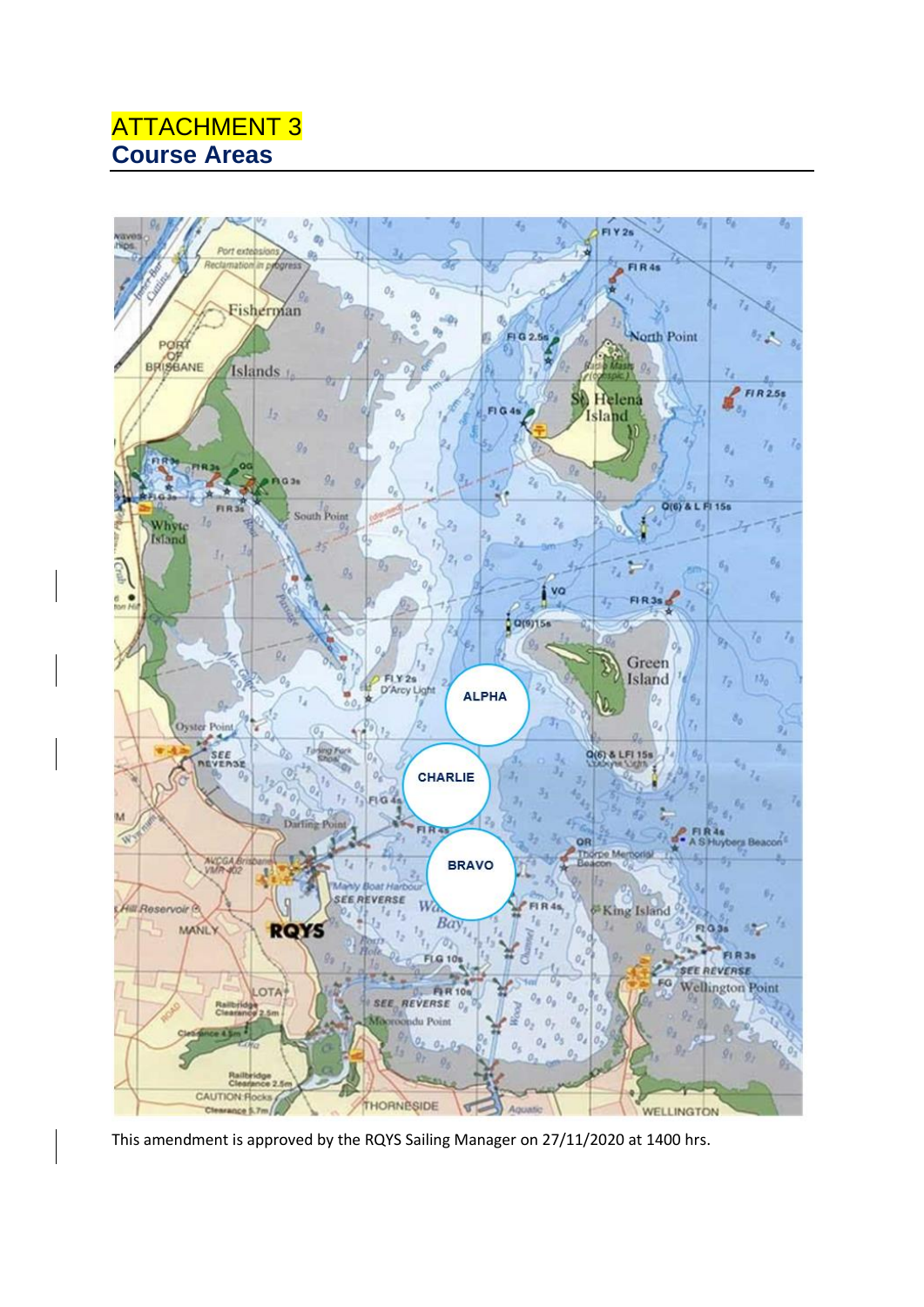# ATTACHMENT 3
## Course Areas

ALPHA

CHARLIE

BRAVO

RQYS

This amendment is approved by the RQYS Sailing Manager on 27/11/2020 at 1400 hrs.